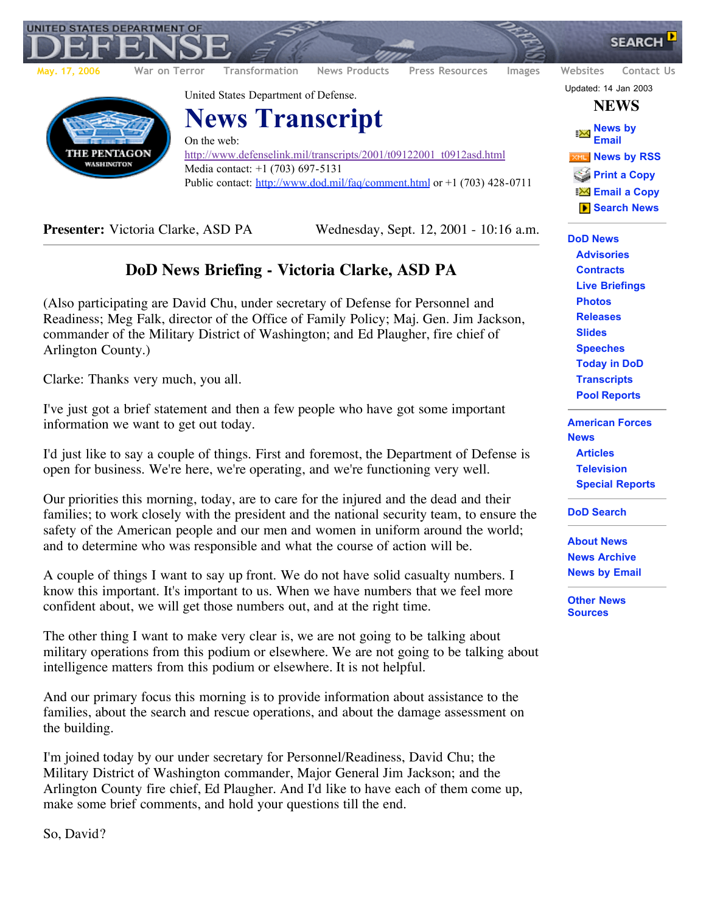United States Department of Defense.

# News Transcript

On the web:
http://www.defenselink.mil/transcripts/2001/t09122001_t0912asd.html
Media contact: +1 (703) 697-5131
Public contact: http://www.dod.mil/faq/comment.html or +1 (703) 428-0711

**Presenter:** Victoria Clarke, ASD PA — Wednesday, Sept. 12, 2001 - 10:16 a.m.

## DoD News Briefing - Victoria Clarke, ASD PA

(Also participating are David Chu, under secretary of Defense for Personnel and Readiness; Meg Falk, director of the Office of Family Policy; Maj. Gen. Jim Jackson, commander of the Military District of Washington; and Ed Plaugher, fire chief of Arlington County.)

Clarke: Thanks very much, you all.

I've just got a brief statement and then a few people who have got some important information we want to get out today.

I'd just like to say a couple of things. First and foremost, the Department of Defense is open for business. We're here, we're operating, and we're functioning very well.

Our priorities this morning, today, are to care for the injured and the dead and their families; to work closely with the president and the national security team, to ensure the safety of the American people and our men and women in uniform around the world; and to determine who was responsible and what the course of action will be.

A couple of things I want to say up front. We do not have solid casualty numbers. I know this important. It's important to us. When we have numbers that we feel more confident about, we will get those numbers out, and at the right time.

The other thing I want to make very clear is, we are not going to be talking about military operations from this podium or elsewhere. We are not going to be talking about intelligence matters from this podium or elsewhere. It is not helpful.

And our primary focus this morning is to provide information about assistance to the families, about the search and rescue operations, and about the damage assessment on the building.

I'm joined today by our under secretary for Personnel/Readiness, David Chu; the Military District of Washington commander, Major General Jim Jackson; and the Arlington County fire chief, Ed Plaugher. And I'd like to have each of them come up, make some brief comments, and hold your questions till the end.

So, David?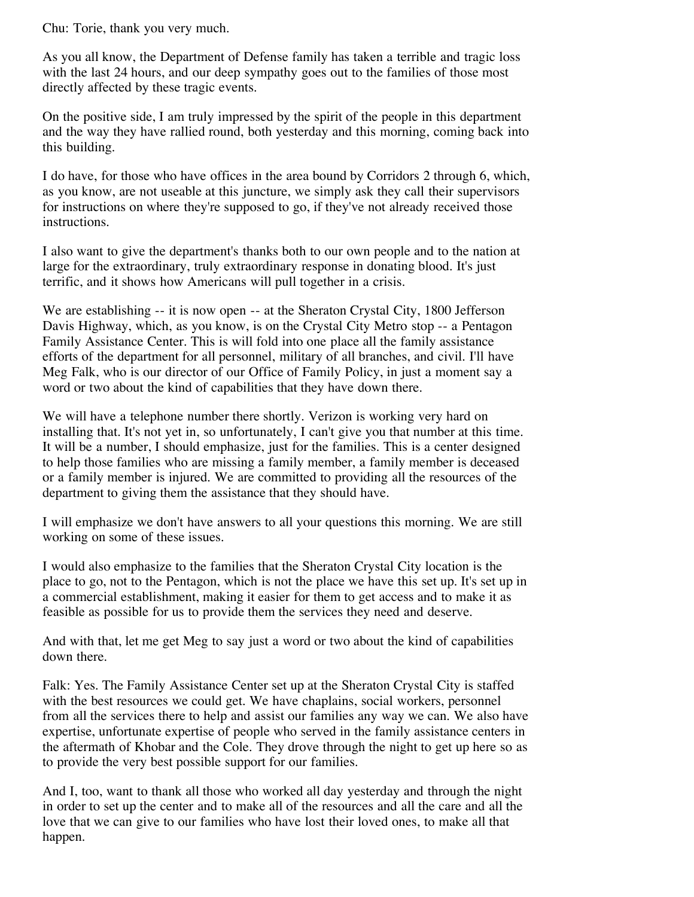Chu: Torie, thank you very much.

As you all know, the Department of Defense family has taken a terrible and tragic loss with the last 24 hours, and our deep sympathy goes out to the families of those most directly affected by these tragic events.

On the positive side, I am truly impressed by the spirit of the people in this department and the way they have rallied round, both yesterday and this morning, coming back into this building.

I do have, for those who have offices in the area bound by Corridors 2 through 6, which, as you know, are not useable at this juncture, we simply ask they call their supervisors for instructions on where they're supposed to go, if they've not already received those instructions.

I also want to give the department's thanks both to our own people and to the nation at large for the extraordinary, truly extraordinary response in donating blood. It's just terrific, and it shows how Americans will pull together in a crisis.

We are establishing -- it is now open -- at the Sheraton Crystal City, 1800 Jefferson Davis Highway, which, as you know, is on the Crystal City Metro stop -- a Pentagon Family Assistance Center. This is will fold into one place all the family assistance efforts of the department for all personnel, military of all branches, and civil. I'll have Meg Falk, who is our director of our Office of Family Policy, in just a moment say a word or two about the kind of capabilities that they have down there.

We will have a telephone number there shortly. Verizon is working very hard on installing that. It's not yet in, so unfortunately, I can't give you that number at this time. It will be a number, I should emphasize, just for the families. This is a center designed to help those families who are missing a family member, a family member is deceased or a family member is injured. We are committed to providing all the resources of the department to giving them the assistance that they should have.

I will emphasize we don't have answers to all your questions this morning. We are still working on some of these issues.

I would also emphasize to the families that the Sheraton Crystal City location is the place to go, not to the Pentagon, which is not the place we have this set up. It's set up in a commercial establishment, making it easier for them to get access and to make it as feasible as possible for us to provide them the services they need and deserve.

And with that, let me get Meg to say just a word or two about the kind of capabilities down there.

Falk: Yes. The Family Assistance Center set up at the Sheraton Crystal City is staffed with the best resources we could get. We have chaplains, social workers, personnel from all the services there to help and assist our families any way we can. We also have expertise, unfortunate expertise of people who served in the family assistance centers in the aftermath of Khobar and the Cole. They drove through the night to get up here so as to provide the very best possible support for our families.

And I, too, want to thank all those who worked all day yesterday and through the night in order to set up the center and to make all of the resources and all the care and all the love that we can give to our families who have lost their loved ones, to make all that happen.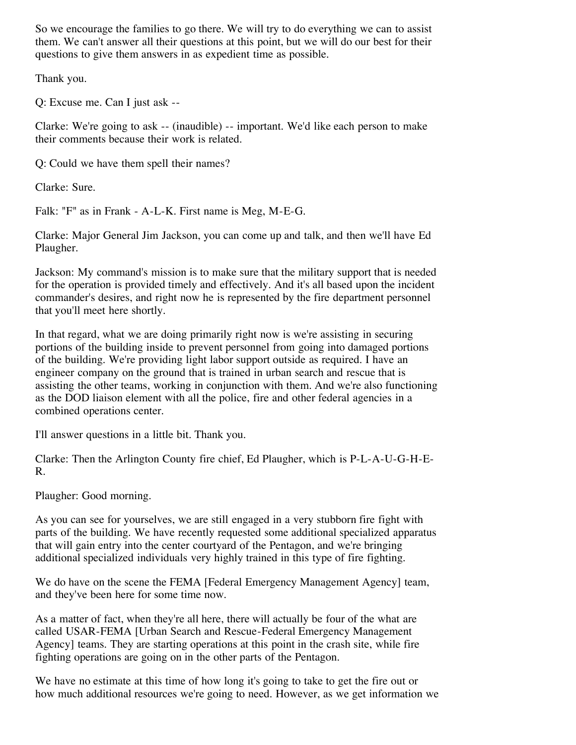So we encourage the families to go there. We will try to do everything we can to assist them. We can't answer all their questions at this point, but we will do our best for their questions to give them answers in as expedient time as possible.

Thank you.

Q: Excuse me. Can I just ask --

Clarke: We're going to ask -- (inaudible) -- important. We'd like each person to make their comments because their work is related.

Q: Could we have them spell their names?

Clarke: Sure.

Falk: "F" as in Frank - A-L-K. First name is Meg, M-E-G.

Clarke: Major General Jim Jackson, you can come up and talk, and then we'll have Ed Plaugher.

Jackson: My command's mission is to make sure that the military support that is needed for the operation is provided timely and effectively. And it's all based upon the incident commander's desires, and right now he is represented by the fire department personnel that you'll meet here shortly.

In that regard, what we are doing primarily right now is we're assisting in securing portions of the building inside to prevent personnel from going into damaged portions of the building. We're providing light labor support outside as required. I have an engineer company on the ground that is trained in urban search and rescue that is assisting the other teams, working in conjunction with them. And we're also functioning as the DOD liaison element with all the police, fire and other federal agencies in a combined operations center.

I'll answer questions in a little bit. Thank you.

Clarke: Then the Arlington County fire chief, Ed Plaugher, which is P-L-A-U-G-H-E-R.

Plaugher: Good morning.

As you can see for yourselves, we are still engaged in a very stubborn fire fight with parts of the building. We have recently requested some additional specialized apparatus that will gain entry into the center courtyard of the Pentagon, and we're bringing additional specialized individuals very highly trained in this type of fire fighting.

We do have on the scene the FEMA [Federal Emergency Management Agency] team, and they've been here for some time now.

As a matter of fact, when they're all here, there will actually be four of the what are called USAR-FEMA [Urban Search and Rescue-Federal Emergency Management Agency] teams. They are starting operations at this point in the crash site, while fire fighting operations are going on in the other parts of the Pentagon.

We have no estimate at this time of how long it's going to take to get the fire out or how much additional resources we're going to need. However, as we get information we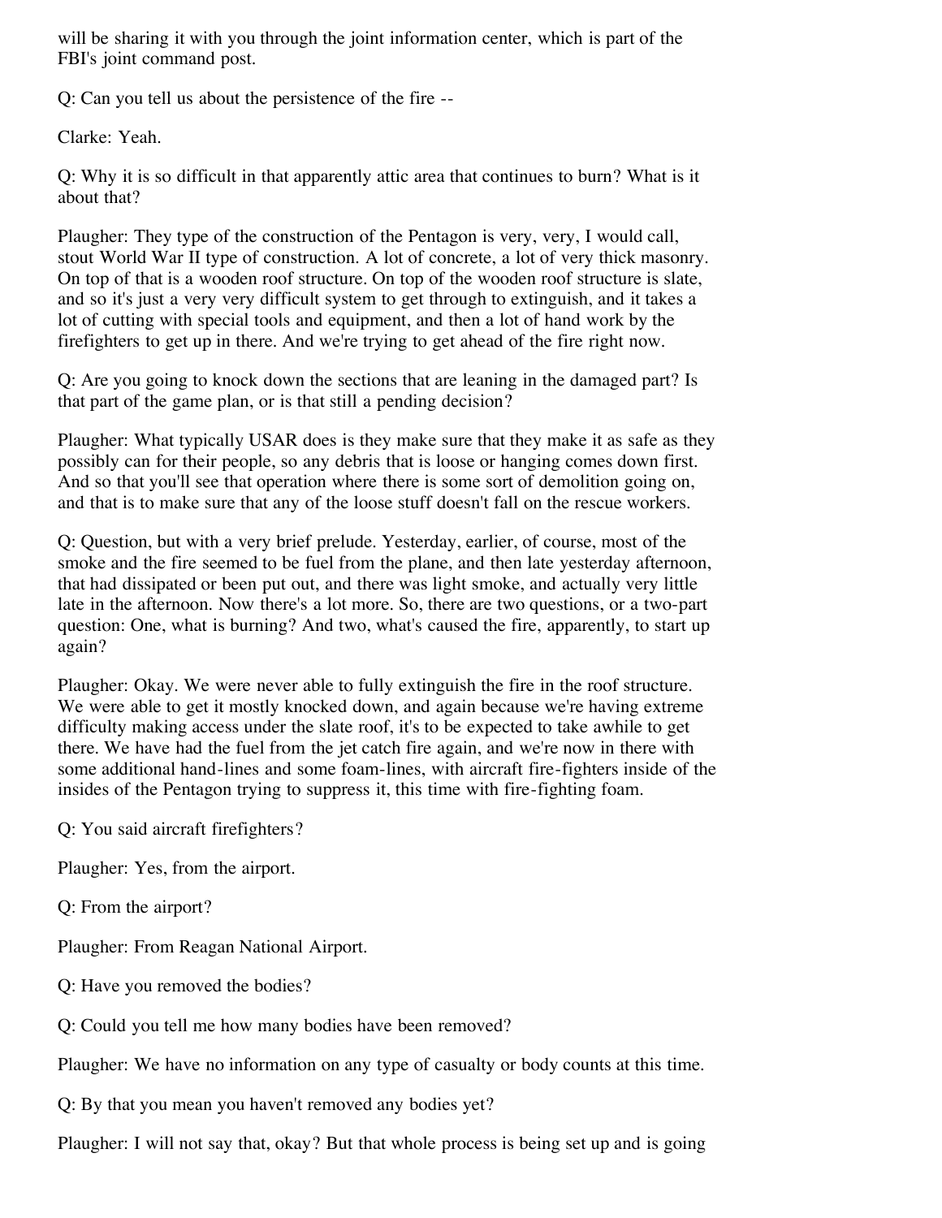will be sharing it with you through the joint information center, which is part of the FBI's joint command post.

Q: Can you tell us about the persistence of the fire --

Clarke: Yeah.

Q: Why it is so difficult in that apparently attic area that continues to burn? What is it about that?

Plaugher: They type of the construction of the Pentagon is very, very, I would call, stout World War II type of construction. A lot of concrete, a lot of very thick masonry. On top of that is a wooden roof structure. On top of the wooden roof structure is slate, and so it's just a very very difficult system to get through to extinguish, and it takes a lot of cutting with special tools and equipment, and then a lot of hand work by the firefighters to get up in there. And we're trying to get ahead of the fire right now.

Q: Are you going to knock down the sections that are leaning in the damaged part? Is that part of the game plan, or is that still a pending decision?

Plaugher: What typically USAR does is they make sure that they make it as safe as they possibly can for their people, so any debris that is loose or hanging comes down first. And so that you'll see that operation where there is some sort of demolition going on, and that is to make sure that any of the loose stuff doesn't fall on the rescue workers.

Q: Question, but with a very brief prelude. Yesterday, earlier, of course, most of the smoke and the fire seemed to be fuel from the plane, and then late yesterday afternoon, that had dissipated or been put out, and there was light smoke, and actually very little late in the afternoon. Now there's a lot more. So, there are two questions, or a two-part question: One, what is burning? And two, what's caused the fire, apparently, to start up again?

Plaugher: Okay. We were never able to fully extinguish the fire in the roof structure. We were able to get it mostly knocked down, and again because we're having extreme difficulty making access under the slate roof, it's to be expected to take awhile to get there. We have had the fuel from the jet catch fire again, and we're now in there with some additional hand-lines and some foam-lines, with aircraft fire-fighters inside of the insides of the Pentagon trying to suppress it, this time with fire-fighting foam.

Q: You said aircraft firefighters?

Plaugher: Yes, from the airport.

Q: From the airport?

Plaugher: From Reagan National Airport.

Q: Have you removed the bodies?

Q: Could you tell me how many bodies have been removed?

Plaugher: We have no information on any type of casualty or body counts at this time.

Q: By that you mean you haven't removed any bodies yet?

Plaugher: I will not say that, okay? But that whole process is being set up and is going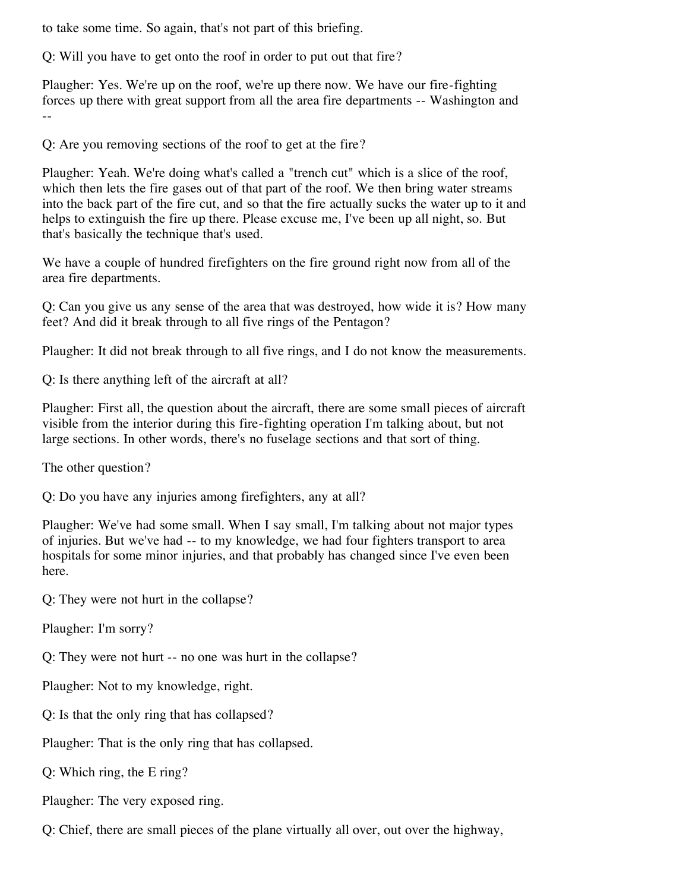to take some time. So again, that's not part of this briefing.

Q: Will you have to get onto the roof in order to put out that fire?

Plaugher: Yes. We're up on the roof, we're up there now. We have our fire-fighting forces up there with great support from all the area fire departments -- Washington and --

Q: Are you removing sections of the roof to get at the fire?

Plaugher: Yeah. We're doing what's called a "trench cut" which is a slice of the roof, which then lets the fire gases out of that part of the roof. We then bring water streams into the back part of the fire cut, and so that the fire actually sucks the water up to it and helps to extinguish the fire up there. Please excuse me, I've been up all night, so. But that's basically the technique that's used.

We have a couple of hundred firefighters on the fire ground right now from all of the area fire departments.

Q: Can you give us any sense of the area that was destroyed, how wide it is? How many feet? And did it break through to all five rings of the Pentagon?

Plaugher: It did not break through to all five rings, and I do not know the measurements.

Q: Is there anything left of the aircraft at all?

Plaugher: First all, the question about the aircraft, there are some small pieces of aircraft visible from the interior during this fire-fighting operation I'm talking about, but not large sections. In other words, there's no fuselage sections and that sort of thing.

The other question?

Q: Do you have any injuries among firefighters, any at all?

Plaugher: We've had some small. When I say small, I'm talking about not major types of injuries. But we've had -- to my knowledge, we had four fighters transport to area hospitals for some minor injuries, and that probably has changed since I've even been here.

Q: They were not hurt in the collapse?

Plaugher: I'm sorry?

Q: They were not hurt -- no one was hurt in the collapse?

Plaugher: Not to my knowledge, right.

Q: Is that the only ring that has collapsed?

Plaugher: That is the only ring that has collapsed.

Q: Which ring, the E ring?

Plaugher: The very exposed ring.

Q: Chief, there are small pieces of the plane virtually all over, out over the highway,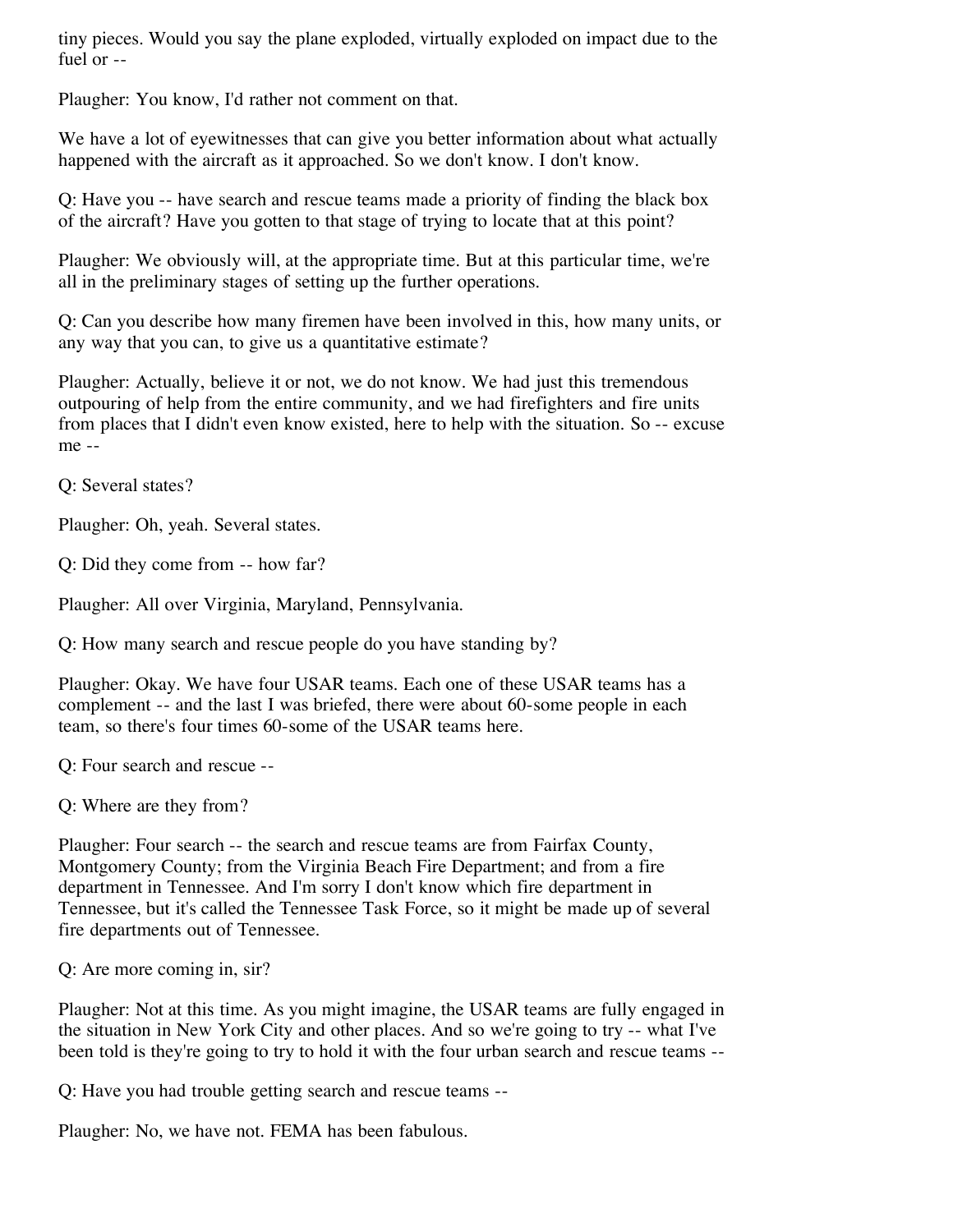tiny pieces. Would you say the plane exploded, virtually exploded on impact due to the fuel or --

Plaugher: You know, I'd rather not comment on that.

We have a lot of eyewitnesses that can give you better information about what actually happened with the aircraft as it approached. So we don't know. I don't know.

Q: Have you -- have search and rescue teams made a priority of finding the black box of the aircraft? Have you gotten to that stage of trying to locate that at this point?

Plaugher: We obviously will, at the appropriate time. But at this particular time, we're all in the preliminary stages of setting up the further operations.

Q: Can you describe how many firemen have been involved in this, how many units, or any way that you can, to give us a quantitative estimate?

Plaugher: Actually, believe it or not, we do not know. We had just this tremendous outpouring of help from the entire community, and we had firefighters and fire units from places that I didn't even know existed, here to help with the situation. So -- excuse me --

Q: Several states?

Plaugher: Oh, yeah. Several states.

Q: Did they come from -- how far?

Plaugher: All over Virginia, Maryland, Pennsylvania.

Q: How many search and rescue people do you have standing by?

Plaugher: Okay. We have four USAR teams. Each one of these USAR teams has a complement -- and the last I was briefed, there were about 60-some people in each team, so there's four times 60-some of the USAR teams here.

Q: Four search and rescue --

Q: Where are they from?

Plaugher: Four search -- the search and rescue teams are from Fairfax County, Montgomery County; from the Virginia Beach Fire Department; and from a fire department in Tennessee. And I'm sorry I don't know which fire department in Tennessee, but it's called the Tennessee Task Force, so it might be made up of several fire departments out of Tennessee.

Q: Are more coming in, sir?

Plaugher: Not at this time. As you might imagine, the USAR teams are fully engaged in the situation in New York City and other places. And so we're going to try -- what I've been told is they're going to try to hold it with the four urban search and rescue teams --

Q: Have you had trouble getting search and rescue teams --

Plaugher: No, we have not. FEMA has been fabulous.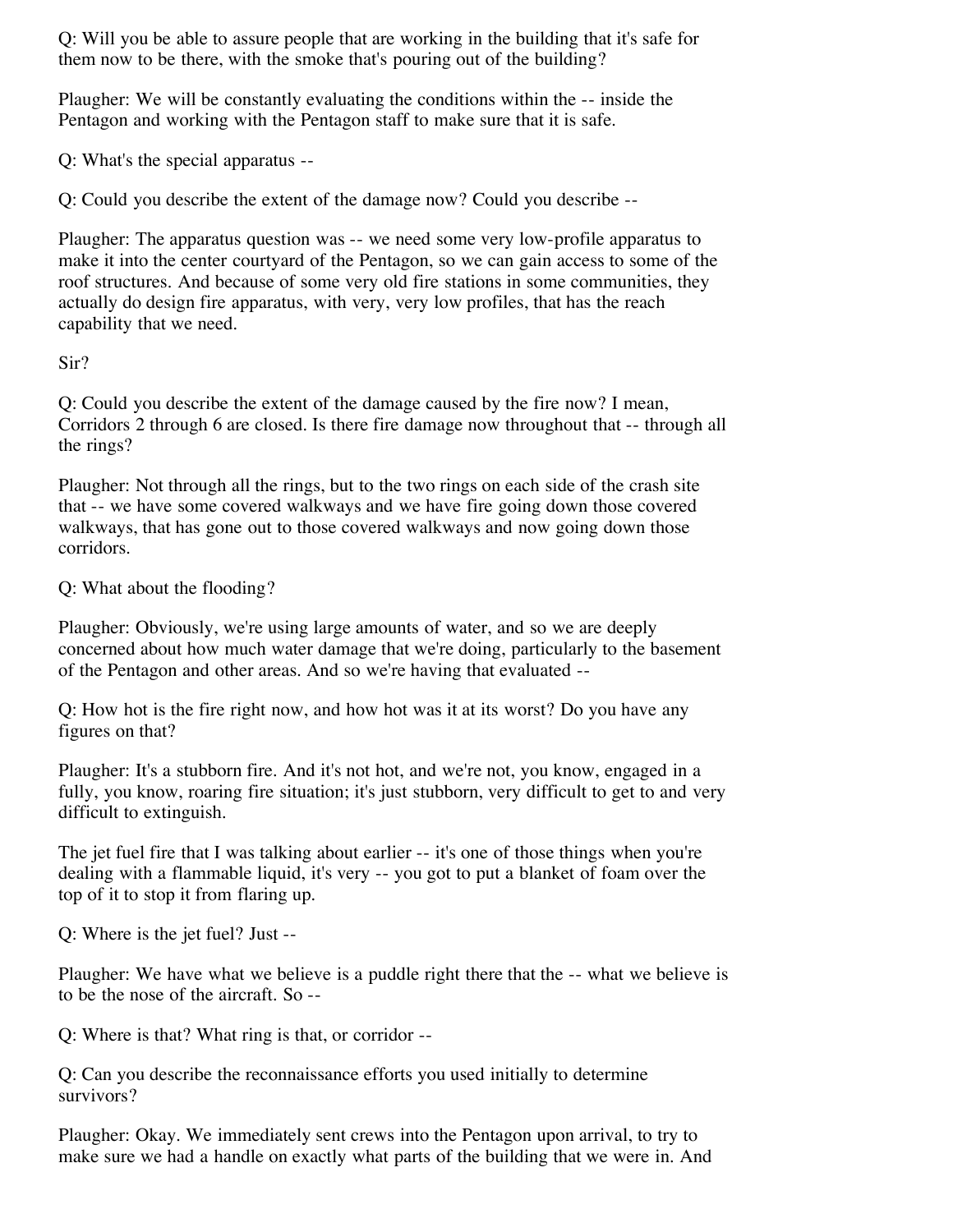Q: Will you be able to assure people that are working in the building that it's safe for them now to be there, with the smoke that's pouring out of the building?

Plaugher: We will be constantly evaluating the conditions within the -- inside the Pentagon and working with the Pentagon staff to make sure that it is safe.

Q: What's the special apparatus --

Q: Could you describe the extent of the damage now? Could you describe --

Plaugher: The apparatus question was -- we need some very low-profile apparatus to make it into the center courtyard of the Pentagon, so we can gain access to some of the roof structures. And because of some very old fire stations in some communities, they actually do design fire apparatus, with very, very low profiles, that has the reach capability that we need.

Sir?

Q: Could you describe the extent of the damage caused by the fire now? I mean, Corridors 2 through 6 are closed. Is there fire damage now throughout that -- through all the rings?

Plaugher: Not through all the rings, but to the two rings on each side of the crash site that -- we have some covered walkways and we have fire going down those covered walkways, that has gone out to those covered walkways and now going down those corridors.

Q: What about the flooding?

Plaugher: Obviously, we're using large amounts of water, and so we are deeply concerned about how much water damage that we're doing, particularly to the basement of the Pentagon and other areas. And so we're having that evaluated --

Q: How hot is the fire right now, and how hot was it at its worst? Do you have any figures on that?

Plaugher: It's a stubborn fire. And it's not hot, and we're not, you know, engaged in a fully, you know, roaring fire situation; it's just stubborn, very difficult to get to and very difficult to extinguish.

The jet fuel fire that I was talking about earlier -- it's one of those things when you're dealing with a flammable liquid, it's very -- you got to put a blanket of foam over the top of it to stop it from flaring up.

Q: Where is the jet fuel? Just --

Plaugher: We have what we believe is a puddle right there that the -- what we believe is to be the nose of the aircraft. So --

Q: Where is that? What ring is that, or corridor --

Q: Can you describe the reconnaissance efforts you used initially to determine survivors?

Plaugher: Okay. We immediately sent crews into the Pentagon upon arrival, to try to make sure we had a handle on exactly what parts of the building that we were in. And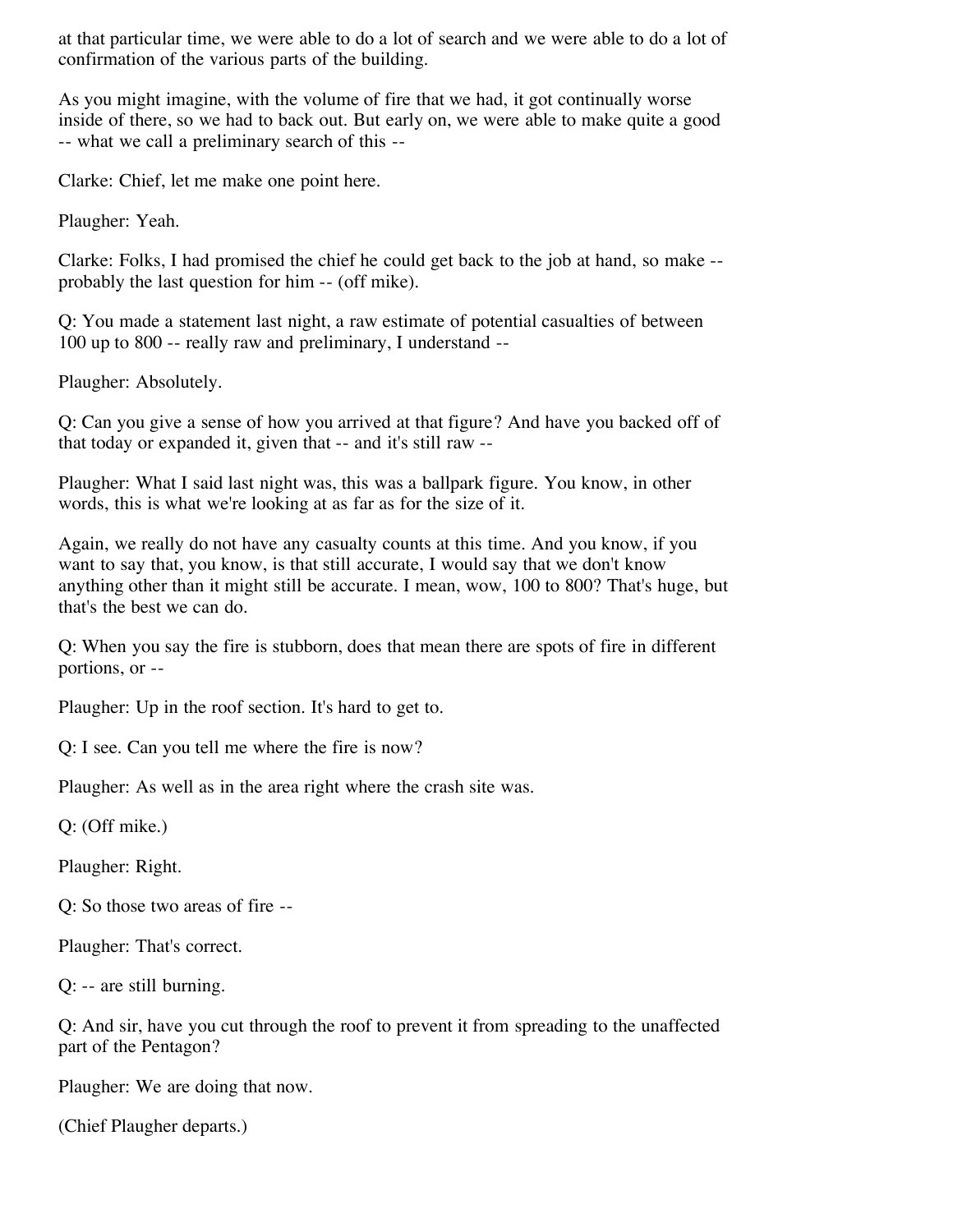at that particular time, we were able to do a lot of search and we were able to do a lot of confirmation of the various parts of the building.

As you might imagine, with the volume of fire that we had, it got continually worse inside of there, so we had to back out. But early on, we were able to make quite a good -- what we call a preliminary search of this --

Clarke: Chief, let me make one point here.

Plaugher: Yeah.

Clarke: Folks, I had promised the chief he could get back to the job at hand, so make -- probably the last question for him -- (off mike).

Q: You made a statement last night, a raw estimate of potential casualties of between 100 up to 800 -- really raw and preliminary, I understand --

Plaugher: Absolutely.

Q: Can you give a sense of how you arrived at that figure? And have you backed off of that today or expanded it, given that -- and it's still raw --

Plaugher: What I said last night was, this was a ballpark figure. You know, in other words, this is what we're looking at as far as for the size of it.

Again, we really do not have any casualty counts at this time. And you know, if you want to say that, you know, is that still accurate, I would say that we don't know anything other than it might still be accurate. I mean, wow, 100 to 800? That's huge, but that's the best we can do.

Q: When you say the fire is stubborn, does that mean there are spots of fire in different portions, or --

Plaugher: Up in the roof section. It's hard to get to.

Q: I see. Can you tell me where the fire is now?

Plaugher: As well as in the area right where the crash site was.

Q: (Off mike.)

Plaugher: Right.

Q: So those two areas of fire --

Plaugher: That's correct.

Q: -- are still burning.

Q: And sir, have you cut through the roof to prevent it from spreading to the unaffected part of the Pentagon?

Plaugher: We are doing that now.

(Chief Plaugher departs.)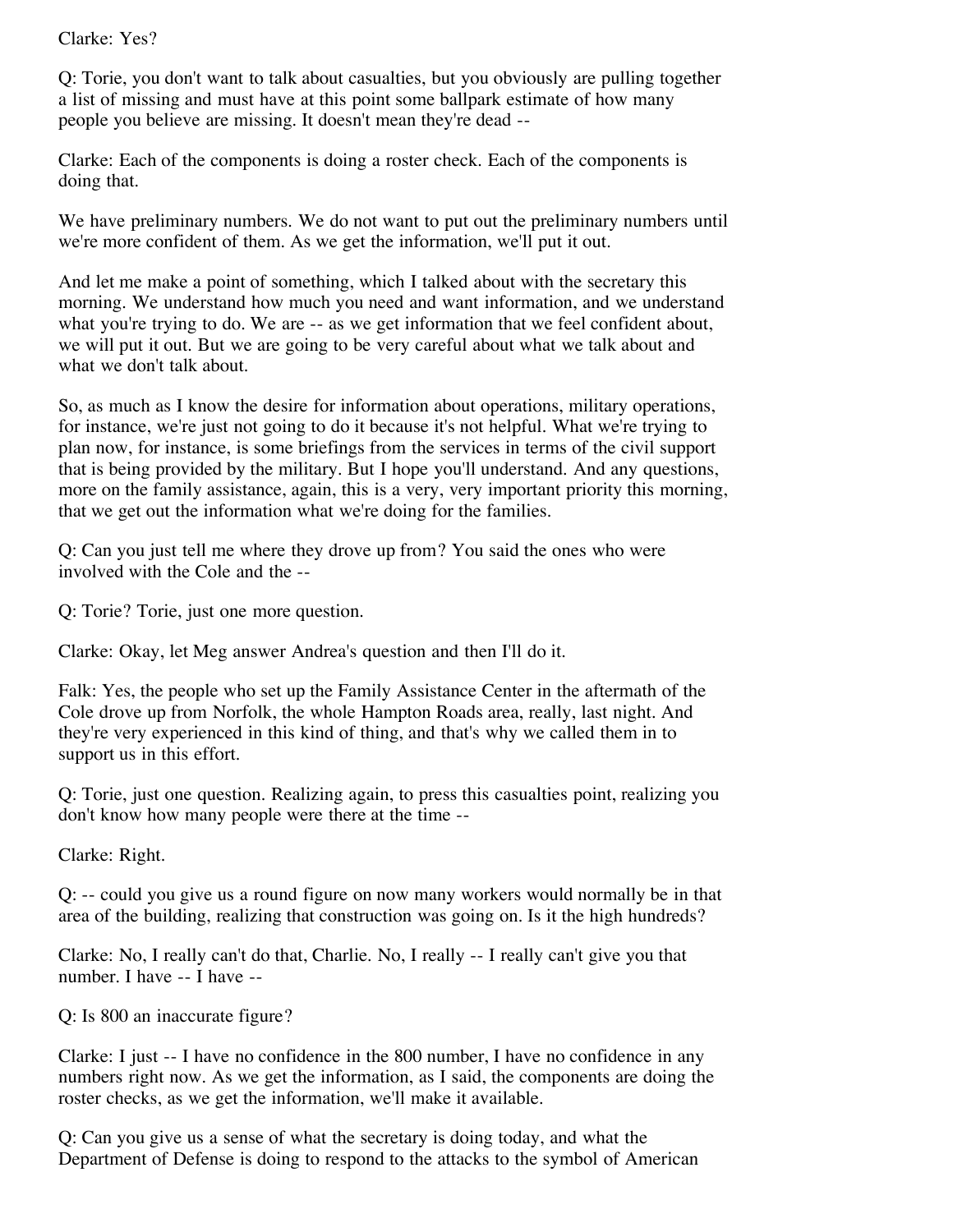Clarke: Yes?

Q: Torie, you don't want to talk about casualties, but you obviously are pulling together a list of missing and must have at this point some ballpark estimate of how many people you believe are missing. It doesn't mean they're dead --

Clarke: Each of the components is doing a roster check. Each of the components is doing that.

We have preliminary numbers. We do not want to put out the preliminary numbers until we're more confident of them. As we get the information, we'll put it out.

And let me make a point of something, which I talked about with the secretary this morning. We understand how much you need and want information, and we understand what you're trying to do. We are -- as we get information that we feel confident about, we will put it out. But we are going to be very careful about what we talk about and what we don't talk about.

So, as much as I know the desire for information about operations, military operations, for instance, we're just not going to do it because it's not helpful. What we're trying to plan now, for instance, is some briefings from the services in terms of the civil support that is being provided by the military. But I hope you'll understand. And any questions, more on the family assistance, again, this is a very, very important priority this morning, that we get out the information what we're doing for the families.

Q: Can you just tell me where they drove up from? You said the ones who were involved with the Cole and the --

Q: Torie? Torie, just one more question.

Clarke: Okay, let Meg answer Andrea's question and then I'll do it.

Falk: Yes, the people who set up the Family Assistance Center in the aftermath of the Cole drove up from Norfolk, the whole Hampton Roads area, really, last night. And they're very experienced in this kind of thing, and that's why we called them in to support us in this effort.

Q: Torie, just one question. Realizing again, to press this casualties point, realizing you don't know how many people were there at the time --

Clarke: Right.

Q: -- could you give us a round figure on now many workers would normally be in that area of the building, realizing that construction was going on. Is it the high hundreds?

Clarke: No, I really can't do that, Charlie. No, I really -- I really can't give you that number. I have -- I have --

Q: Is 800 an inaccurate figure?

Clarke: I just -- I have no confidence in the 800 number, I have no confidence in any numbers right now. As we get the information, as I said, the components are doing the roster checks, as we get the information, we'll make it available.

Q: Can you give us a sense of what the secretary is doing today, and what the Department of Defense is doing to respond to the attacks to the symbol of American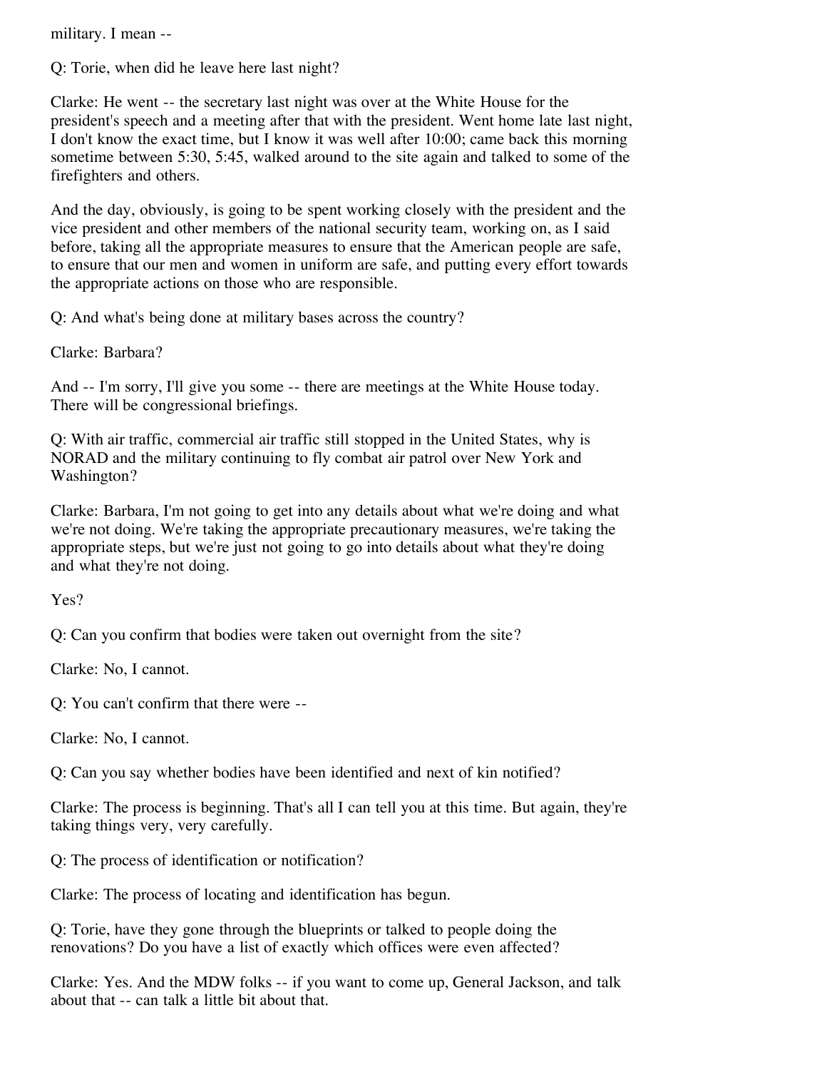military. I mean --

Q: Torie, when did he leave here last night?

Clarke: He went -- the secretary last night was over at the White House for the president's speech and a meeting after that with the president. Went home late last night, I don't know the exact time, but I know it was well after 10:00; came back this morning sometime between 5:30, 5:45, walked around to the site again and talked to some of the firefighters and others.

And the day, obviously, is going to be spent working closely with the president and the vice president and other members of the national security team, working on, as I said before, taking all the appropriate measures to ensure that the American people are safe, to ensure that our men and women in uniform are safe, and putting every effort towards the appropriate actions on those who are responsible.

Q: And what's being done at military bases across the country?

Clarke: Barbara?

And -- I'm sorry, I'll give you some -- there are meetings at the White House today. There will be congressional briefings.

Q: With air traffic, commercial air traffic still stopped in the United States, why is NORAD and the military continuing to fly combat air patrol over New York and Washington?

Clarke: Barbara, I'm not going to get into any details about what we're doing and what we're not doing. We're taking the appropriate precautionary measures, we're taking the appropriate steps, but we're just not going to go into details about what they're doing and what they're not doing.

Yes?

Q: Can you confirm that bodies were taken out overnight from the site?

Clarke: No, I cannot.

Q: You can't confirm that there were --

Clarke: No, I cannot.

Q: Can you say whether bodies have been identified and next of kin notified?

Clarke: The process is beginning. That's all I can tell you at this time. But again, they're taking things very, very carefully.

Q: The process of identification or notification?

Clarke: The process of locating and identification has begun.

Q: Torie, have they gone through the blueprints or talked to people doing the renovations? Do you have a list of exactly which offices were even affected?

Clarke: Yes. And the MDW folks -- if you want to come up, General Jackson, and talk about that -- can talk a little bit about that.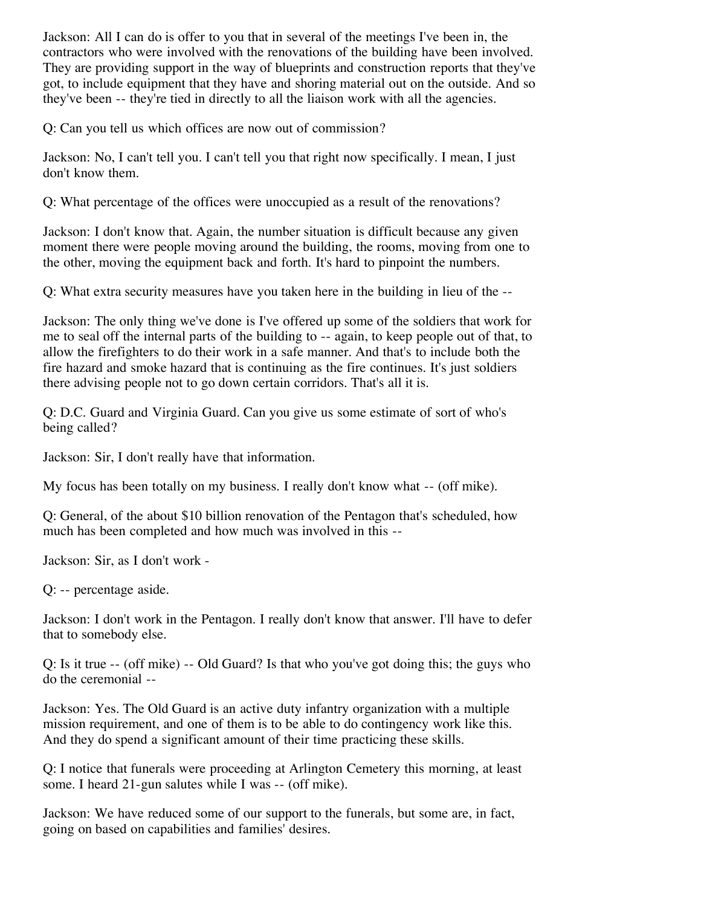Jackson: All I can do is offer to you that in several of the meetings I've been in, the contractors who were involved with the renovations of the building have been involved. They are providing support in the way of blueprints and construction reports that they've got, to include equipment that they have and shoring material out on the outside. And so they've been -- they're tied in directly to all the liaison work with all the agencies.

Q: Can you tell us which offices are now out of commission?

Jackson: No, I can't tell you. I can't tell you that right now specifically. I mean, I just don't know them.

Q: What percentage of the offices were unoccupied as a result of the renovations?

Jackson: I don't know that. Again, the number situation is difficult because any given moment there were people moving around the building, the rooms, moving from one to the other, moving the equipment back and forth. It's hard to pinpoint the numbers.

Q: What extra security measures have you taken here in the building in lieu of the --

Jackson: The only thing we've done is I've offered up some of the soldiers that work for me to seal off the internal parts of the building to -- again, to keep people out of that, to allow the firefighters to do their work in a safe manner. And that's to include both the fire hazard and smoke hazard that is continuing as the fire continues. It's just soldiers there advising people not to go down certain corridors. That's all it is.

Q: D.C. Guard and Virginia Guard. Can you give us some estimate of sort of who's being called?

Jackson: Sir, I don't really have that information.

My focus has been totally on my business. I really don't know what -- (off mike).

Q: General, of the about $10 billion renovation of the Pentagon that's scheduled, how much has been completed and how much was involved in this --

Jackson: Sir, as I don't work -

Q: -- percentage aside.

Jackson: I don't work in the Pentagon. I really don't know that answer. I'll have to defer that to somebody else.

Q: Is it true -- (off mike) -- Old Guard? Is that who you've got doing this; the guys who do the ceremonial --

Jackson: Yes. The Old Guard is an active duty infantry organization with a multiple mission requirement, and one of them is to be able to do contingency work like this. And they do spend a significant amount of their time practicing these skills.

Q: I notice that funerals were proceeding at Arlington Cemetery this morning, at least some. I heard 21-gun salutes while I was -- (off mike).

Jackson: We have reduced some of our support to the funerals, but some are, in fact, going on based on capabilities and families' desires.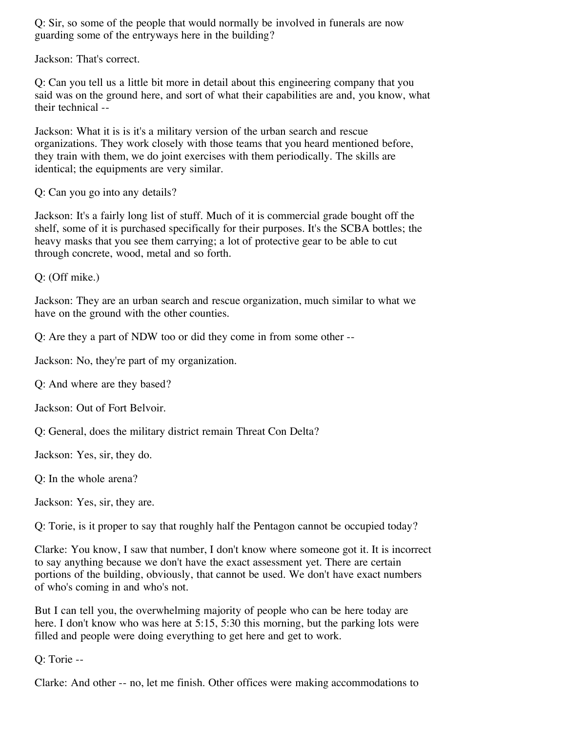Q: Sir, so some of the people that would normally be involved in funerals are now guarding some of the entryways here in the building?

Jackson: That's correct.

Q: Can you tell us a little bit more in detail about this engineering company that you said was on the ground here, and sort of what their capabilities are and, you know, what their technical --

Jackson: What it is is it's a military version of the urban search and rescue organizations. They work closely with those teams that you heard mentioned before, they train with them, we do joint exercises with them periodically. The skills are identical; the equipments are very similar.

Q: Can you go into any details?

Jackson: It's a fairly long list of stuff. Much of it is commercial grade bought off the shelf, some of it is purchased specifically for their purposes. It's the SCBA bottles; the heavy masks that you see them carrying; a lot of protective gear to be able to cut through concrete, wood, metal and so forth.

Q: (Off mike.)

Jackson: They are an urban search and rescue organization, much similar to what we have on the ground with the other counties.

Q: Are they a part of NDW too or did they come in from some other --

Jackson: No, they're part of my organization.

Q: And where are they based?

Jackson: Out of Fort Belvoir.

Q: General, does the military district remain Threat Con Delta?

Jackson: Yes, sir, they do.

Q: In the whole arena?

Jackson: Yes, sir, they are.

Q: Torie, is it proper to say that roughly half the Pentagon cannot be occupied today?

Clarke: You know, I saw that number, I don't know where someone got it. It is incorrect to say anything because we don't have the exact assessment yet. There are certain portions of the building, obviously, that cannot be used. We don't have exact numbers of who's coming in and who's not.

But I can tell you, the overwhelming majority of people who can be here today are here. I don't know who was here at 5:15, 5:30 this morning, but the parking lots were filled and people were doing everything to get here and get to work.

Q: Torie --

Clarke: And other -- no, let me finish. Other offices were making accommodations to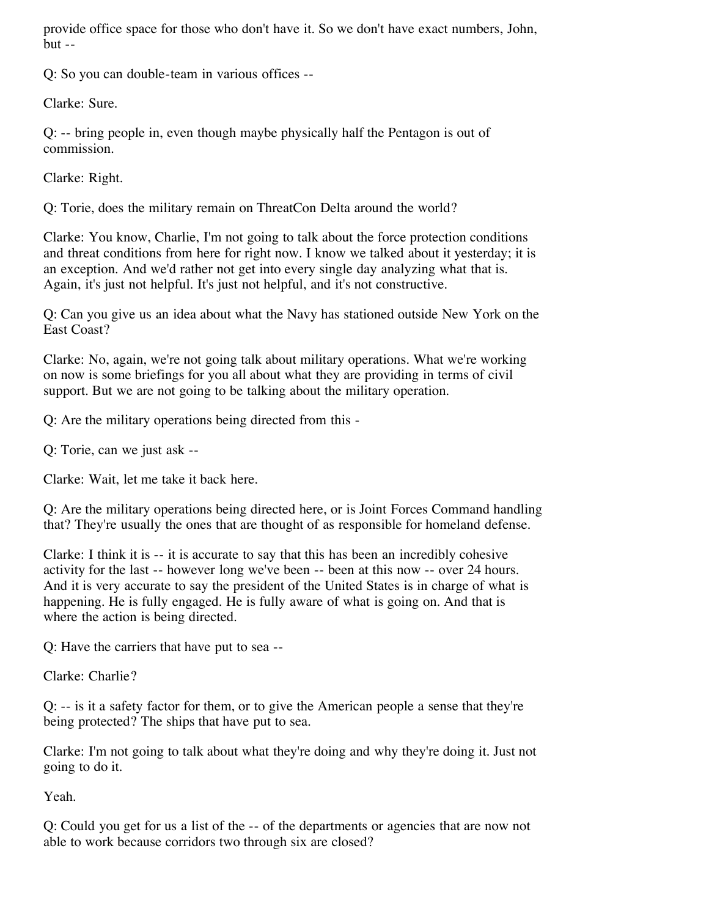provide office space for those who don't have it. So we don't have exact numbers, John, but --

Q: So you can double-team in various offices --

Clarke: Sure.

Q: -- bring people in, even though maybe physically half the Pentagon is out of commission.

Clarke: Right.

Q: Torie, does the military remain on ThreatCon Delta around the world?

Clarke: You know, Charlie, I'm not going to talk about the force protection conditions and threat conditions from here for right now. I know we talked about it yesterday; it is an exception. And we'd rather not get into every single day analyzing what that is. Again, it's just not helpful. It's just not helpful, and it's not constructive.

Q: Can you give us an idea about what the Navy has stationed outside New York on the East Coast?

Clarke: No, again, we're not going talk about military operations. What we're working on now is some briefings for you all about what they are providing in terms of civil support. But we are not going to be talking about the military operation.

Q: Are the military operations being directed from this -

Q: Torie, can we just ask --

Clarke: Wait, let me take it back here.

Q: Are the military operations being directed here, or is Joint Forces Command handling that? They're usually the ones that are thought of as responsible for homeland defense.

Clarke: I think it is -- it is accurate to say that this has been an incredibly cohesive activity for the last -- however long we've been -- been at this now -- over 24 hours. And it is very accurate to say the president of the United States is in charge of what is happening. He is fully engaged. He is fully aware of what is going on. And that is where the action is being directed.

Q: Have the carriers that have put to sea --

Clarke: Charlie?

Q: -- is it a safety factor for them, or to give the American people a sense that they're being protected? The ships that have put to sea.

Clarke: I'm not going to talk about what they're doing and why they're doing it. Just not going to do it.

Yeah.

Q: Could you get for us a list of the -- of the departments or agencies that are now not able to work because corridors two through six are closed?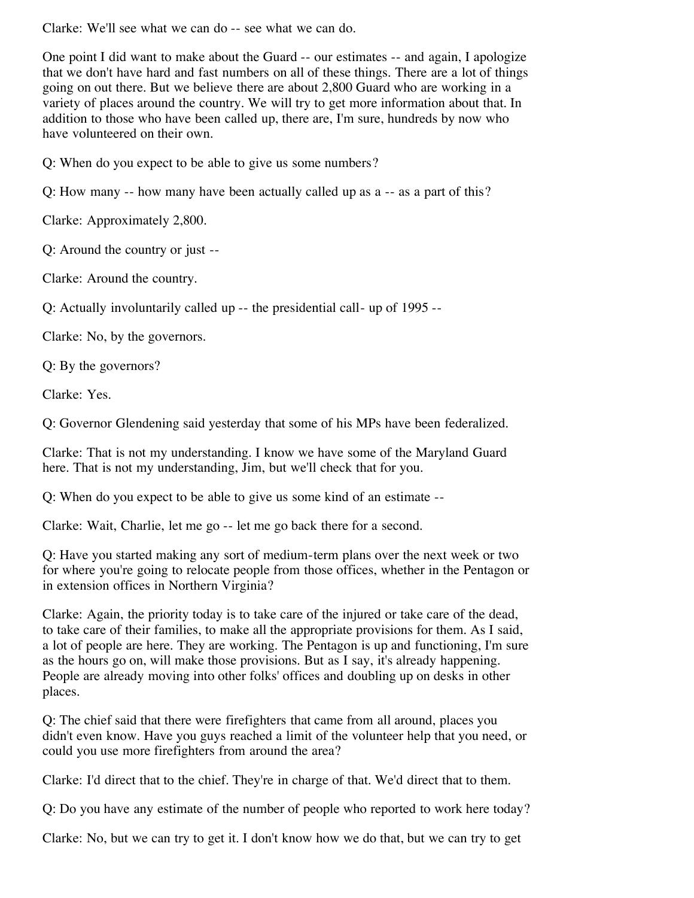Clarke: We'll see what we can do -- see what we can do.

One point I did want to make about the Guard -- our estimates -- and again, I apologize that we don't have hard and fast numbers on all of these things. There are a lot of things going on out there. But we believe there are about 2,800 Guard who are working in a variety of places around the country. We will try to get more information about that. In addition to those who have been called up, there are, I'm sure, hundreds by now who have volunteered on their own.

Q: When do you expect to be able to give us some numbers?

Q: How many -- how many have been actually called up as a -- as a part of this?

Clarke: Approximately 2,800.

Q: Around the country or just --

Clarke: Around the country.

Q: Actually involuntarily called up -- the presidential call- up of 1995 --

Clarke: No, by the governors.

Q: By the governors?

Clarke: Yes.

Q: Governor Glendening said yesterday that some of his MPs have been federalized.

Clarke: That is not my understanding. I know we have some of the Maryland Guard here. That is not my understanding, Jim, but we'll check that for you.

Q: When do you expect to be able to give us some kind of an estimate --

Clarke: Wait, Charlie, let me go -- let me go back there for a second.

Q: Have you started making any sort of medium-term plans over the next week or two for where you're going to relocate people from those offices, whether in the Pentagon or in extension offices in Northern Virginia?

Clarke: Again, the priority today is to take care of the injured or take care of the dead, to take care of their families, to make all the appropriate provisions for them. As I said, a lot of people are here. They are working. The Pentagon is up and functioning, I'm sure as the hours go on, will make those provisions. But as I say, it's already happening. People are already moving into other folks' offices and doubling up on desks in other places.

Q: The chief said that there were firefighters that came from all around, places you didn't even know. Have you guys reached a limit of the volunteer help that you need, or could you use more firefighters from around the area?

Clarke: I'd direct that to the chief. They're in charge of that. We'd direct that to them.

Q: Do you have any estimate of the number of people who reported to work here today?

Clarke: No, but we can try to get it. I don't know how we do that, but we can try to get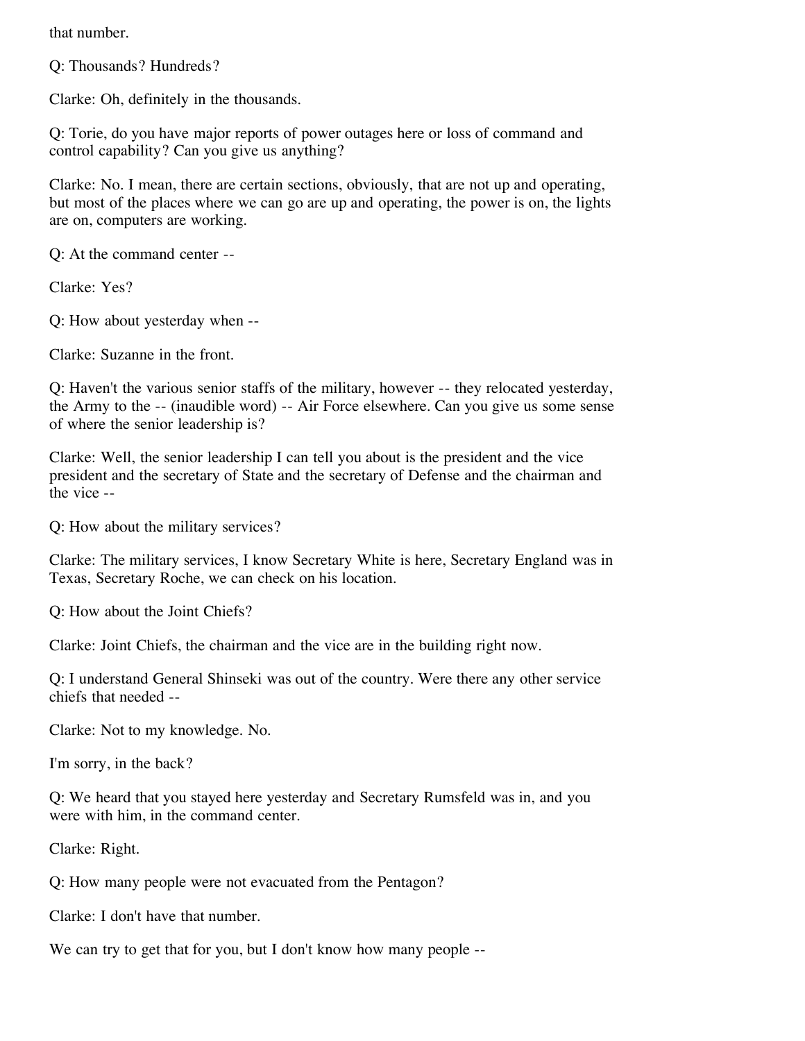that number.

Q: Thousands? Hundreds?

Clarke: Oh, definitely in the thousands.

Q: Torie, do you have major reports of power outages here or loss of command and control capability? Can you give us anything?

Clarke: No. I mean, there are certain sections, obviously, that are not up and operating, but most of the places where we can go are up and operating, the power is on, the lights are on, computers are working.

Q: At the command center --

Clarke: Yes?

Q: How about yesterday when --

Clarke: Suzanne in the front.

Q: Haven't the various senior staffs of the military, however -- they relocated yesterday, the Army to the -- (inaudible word) -- Air Force elsewhere. Can you give us some sense of where the senior leadership is?

Clarke: Well, the senior leadership I can tell you about is the president and the vice president and the secretary of State and the secretary of Defense and the chairman and the vice --

Q: How about the military services?

Clarke: The military services, I know Secretary White is here, Secretary England was in Texas, Secretary Roche, we can check on his location.

Q: How about the Joint Chiefs?

Clarke: Joint Chiefs, the chairman and the vice are in the building right now.

Q: I understand General Shinseki was out of the country. Were there any other service chiefs that needed --

Clarke: Not to my knowledge. No.

I'm sorry, in the back?

Q: We heard that you stayed here yesterday and Secretary Rumsfeld was in, and you were with him, in the command center.

Clarke: Right.

Q: How many people were not evacuated from the Pentagon?

Clarke: I don't have that number.

We can try to get that for you, but I don't know how many people --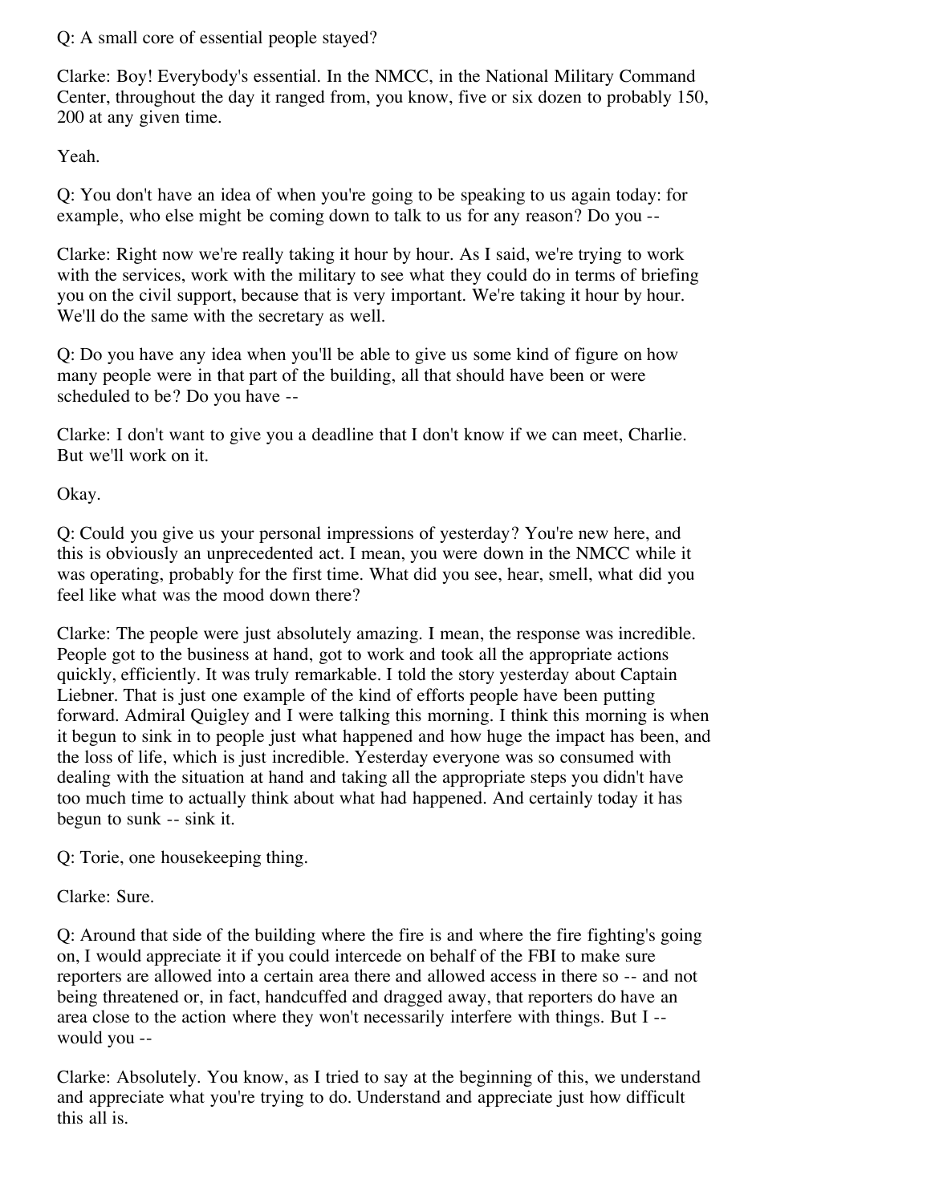Q: A small core of essential people stayed?

Clarke: Boy! Everybody's essential. In the NMCC, in the National Military Command Center, throughout the day it ranged from, you know, five or six dozen to probably 150, 200 at any given time.

Yeah.

Q: You don't have an idea of when you're going to be speaking to us again today: for example, who else might be coming down to talk to us for any reason? Do you --

Clarke: Right now we're really taking it hour by hour. As I said, we're trying to work with the services, work with the military to see what they could do in terms of briefing you on the civil support, because that is very important. We're taking it hour by hour. We'll do the same with the secretary as well.

Q: Do you have any idea when you'll be able to give us some kind of figure on how many people were in that part of the building, all that should have been or were scheduled to be? Do you have --

Clarke: I don't want to give you a deadline that I don't know if we can meet, Charlie. But we'll work on it.

Okay.

Q: Could you give us your personal impressions of yesterday? You're new here, and this is obviously an unprecedented act. I mean, you were down in the NMCC while it was operating, probably for the first time. What did you see, hear, smell, what did you feel like what was the mood down there?

Clarke: The people were just absolutely amazing. I mean, the response was incredible. People got to the business at hand, got to work and took all the appropriate actions quickly, efficiently. It was truly remarkable. I told the story yesterday about Captain Liebner. That is just one example of the kind of efforts people have been putting forward. Admiral Quigley and I were talking this morning. I think this morning is when it begun to sink in to people just what happened and how huge the impact has been, and the loss of life, which is just incredible. Yesterday everyone was so consumed with dealing with the situation at hand and taking all the appropriate steps you didn't have too much time to actually think about what had happened. And certainly today it has begun to sunk -- sink it.

Q: Torie, one housekeeping thing.

Clarke: Sure.

Q: Around that side of the building where the fire is and where the fire fighting's going on, I would appreciate it if you could intercede on behalf of the FBI to make sure reporters are allowed into a certain area there and allowed access in there so -- and not being threatened or, in fact, handcuffed and dragged away, that reporters do have an area close to the action where they won't necessarily interfere with things. But I -- would you --

Clarke: Absolutely. You know, as I tried to say at the beginning of this, we understand and appreciate what you're trying to do. Understand and appreciate just how difficult this all is.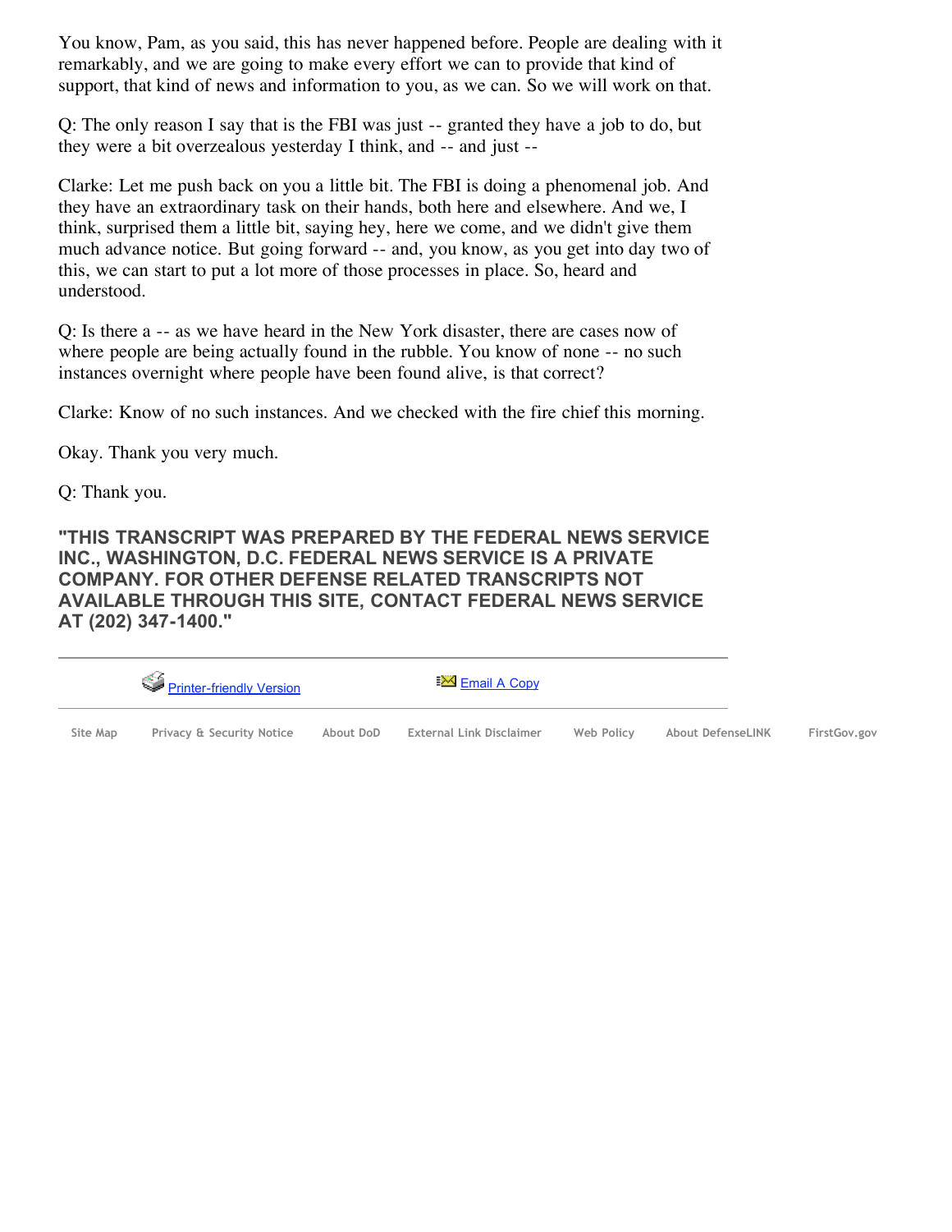You know, Pam, as you said, this has never happened before. People are dealing with it remarkably, and we are going to make every effort we can to provide that kind of support, that kind of news and information to you, as we can. So we will work on that.

Q: The only reason I say that is the FBI was just -- granted they have a job to do, but they were a bit overzealous yesterday I think, and -- and just --

Clarke: Let me push back on you a little bit. The FBI is doing a phenomenal job. And they have an extraordinary task on their hands, both here and elsewhere. And we, I think, surprised them a little bit, saying hey, here we come, and we didn't give them much advance notice. But going forward -- and, you know, as you get into day two of this, we can start to put a lot more of those processes in place. So, heard and understood.

Q: Is there a -- as we have heard in the New York disaster, there are cases now of where people are being actually found in the rubble. You know of none -- no such instances overnight where people have been found alive, is that correct?

Clarke: Know of no such instances. And we checked with the fire chief this morning.

Okay. Thank you very much.

Q: Thank you.

**"THIS TRANSCRIPT WAS PREPARED BY THE FEDERAL NEWS SERVICE INC., WASHINGTON, D.C. FEDERAL NEWS SERVICE IS A PRIVATE COMPANY. FOR OTHER DEFENSE RELATED TRANSCRIPTS NOT AVAILABLE THROUGH THIS SITE, CONTACT FEDERAL NEWS SERVICE AT (202) 347-1400."**

---

Printer-friendly Version    Email A Copy

Site Map | Privacy & Security Notice | About DoD | External Link Disclaimer | Web Policy | About DefenseLINK | FirstGov.gov